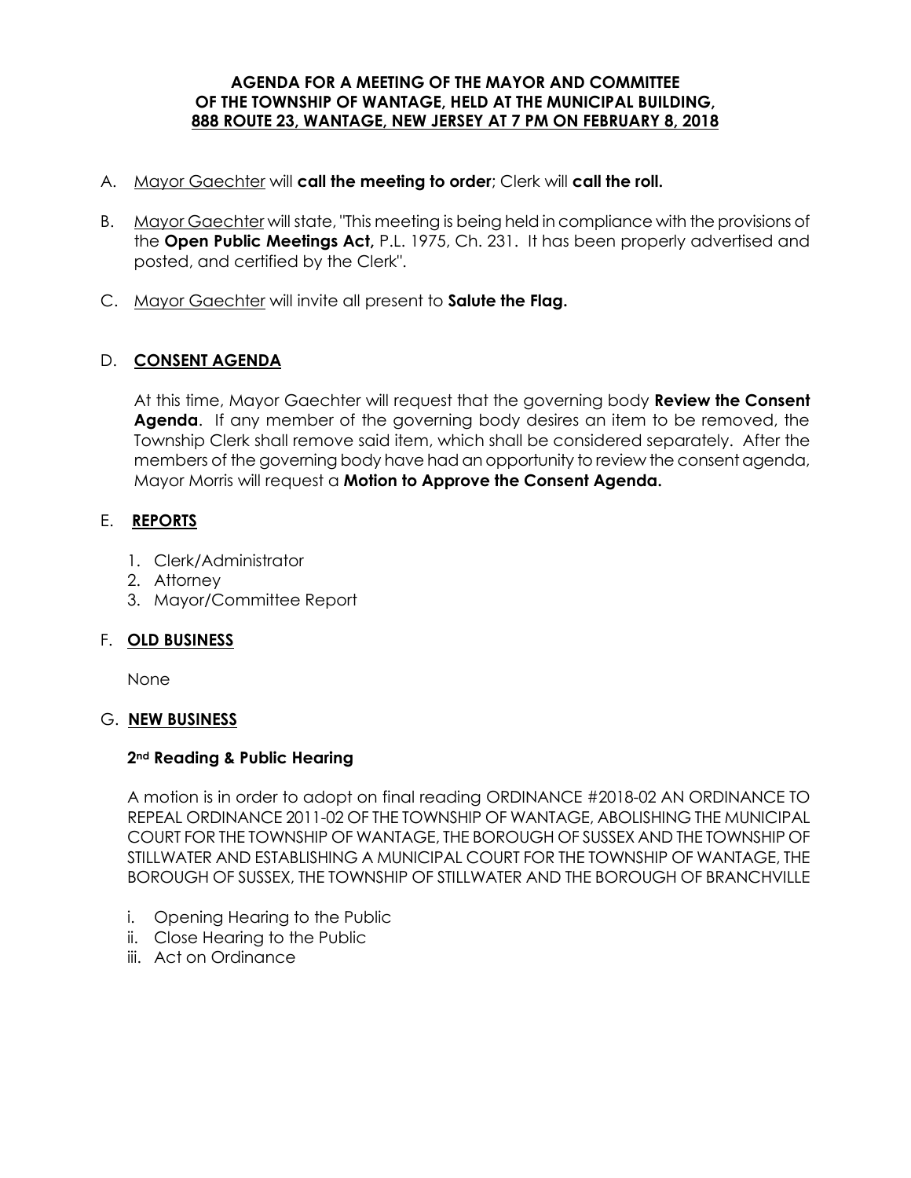**AGENDA FOR A MEETING OF THE MAYOR AND COMMITTEE OF THE TOWNSHIP OF WANTAGE, HELD AT THE MUNICIPAL BUILDING, 888 ROUTE 23, WANTAGE, NEW JERSEY AT 7 PM ON FEBRUARY 8, 2018**

A. Mayor Gaechter will **call the meeting to order**; Clerk will **call the roll.**

B. Mayor Gaechter will state, "This meeting is being held in compliance with the provisions of the **Open Public Meetings Act,** P.L. 1975, Ch. 231. It has been properly advertised and posted, and certified by the Clerk".

C. Mayor Gaechter will invite all present to **Salute the Flag.**

D. **CONSENT AGENDA**

At this time, Mayor Gaechter will request that the governing body **Review the Consent Agenda**. If any member of the governing body desires an item to be removed, the Township Clerk shall remove said item, which shall be considered separately. After the members of the governing body have had an opportunity to review the consent agenda, Mayor Morris will request a **Motion to Approve the Consent Agenda.**

E. **REPORTS**

1. Clerk/Administrator
2. Attorney
3. Mayor/Committee Report

F. **OLD BUSINESS**

None

G. **NEW BUSINESS**

**2nd Reading & Public Hearing**

A motion is in order to adopt on final reading ORDINANCE #2018-02 AN ORDINANCE TO REPEAL ORDINANCE 2011-02 OF THE TOWNSHIP OF WANTAGE, ABOLISHING THE MUNICIPAL COURT FOR THE TOWNSHIP OF WANTAGE, THE BOROUGH OF SUSSEX AND THE TOWNSHIP OF STILLWATER AND ESTABLISHING A MUNICIPAL COURT FOR THE TOWNSHIP OF WANTAGE, THE BOROUGH OF SUSSEX, THE TOWNSHIP OF STILLWATER AND THE BOROUGH OF BRANCHVILLE

i. Opening Hearing to the Public
ii. Close Hearing to the Public
iii. Act on Ordinance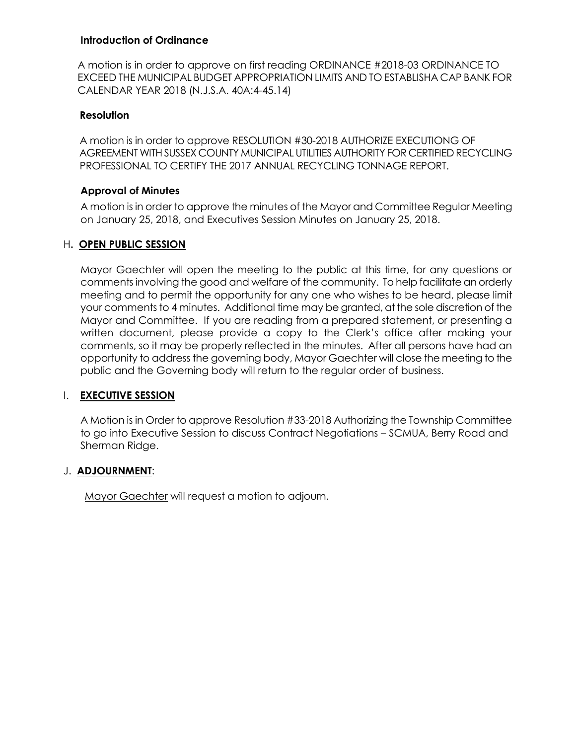### Introduction of Ordinance

A motion is in order to approve on first reading ORDINANCE #2018-03 ORDINANCE TO EXCEED THE MUNICIPAL BUDGET APPROPRIATION LIMITS AND TO ESTABLISHA CAP BANK FOR CALENDAR YEAR 2018 (N.J.S.A. 40A:4-45.14)

### Resolution

A motion is in order to approve RESOLUTION #30-2018 AUTHORIZE EXECUTIONG OF AGREEMENT WITH SUSSEX COUNTY MUNICIPAL UTILITIES AUTHORITY FOR CERTIFIED RECYCLING PROFESSIONAL TO CERTIFY THE 2017 ANNUAL RECYCLING TONNAGE REPORT.

### Approval of Minutes

A motion is in order to approve the minutes of the Mayor and Committee Regular Meeting on January 25, 2018, and Executives Session Minutes on January 25, 2018.

## H. OPEN PUBLIC SESSION

Mayor Gaechter will open the meeting to the public at this time, for any questions or comments involving the good and welfare of the community. To help facilitate an orderly meeting and to permit the opportunity for any one who wishes to be heard, please limit your comments to 4 minutes. Additional time may be granted, at the sole discretion of the Mayor and Committee. If you are reading from a prepared statement, or presenting a written document, please provide a copy to the Clerk's office after making your comments, so it may be properly reflected in the minutes. After all persons have had an opportunity to address the governing body, Mayor Gaechter will close the meeting to the public and the Governing body will return to the regular order of business.

## I. EXECUTIVE SESSION

A Motion is in Order to approve Resolution #33-2018 Authorizing the Township Committee to go into Executive Session to discuss Contract Negotiations – SCMUA, Berry Road and Sherman Ridge.

## J. ADJOURNMENT:

Mayor Gaechter will request a motion to adjourn.